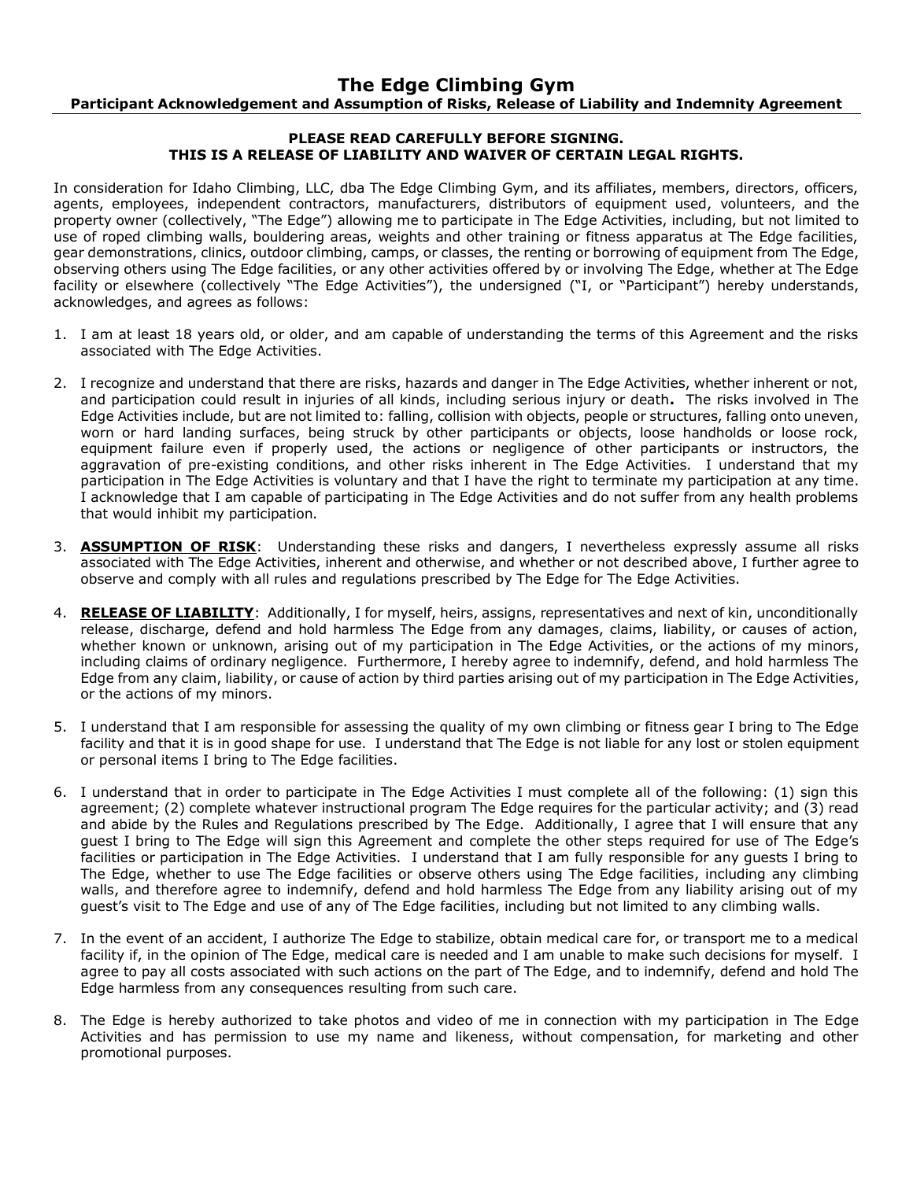# The Edge Climbing Gym

**Participant Acknowledgement and Assumption of Risks, Release of Liability and Indemnity Agreement**

**PLEASE READ CAREFULLY BEFORE SIGNING.**
**THIS IS A RELEASE OF LIABILITY AND WAIVER OF CERTAIN LEGAL RIGHTS.**

In consideration for Idaho Climbing, LLC, dba The Edge Climbing Gym, and its affiliates, members, directors, officers, agents, employees, independent contractors, manufacturers, distributors of equipment used, volunteers, and the property owner (collectively, "The Edge") allowing me to participate in The Edge Activities, including, but not limited to use of roped climbing walls, bouldering areas, weights and other training or fitness apparatus at The Edge facilities, gear demonstrations, clinics, outdoor climbing, camps, or classes, the renting or borrowing of equipment from The Edge, observing others using The Edge facilities, or any other activities offered by or involving The Edge, whether at The Edge facility or elsewhere (collectively "The Edge Activities"), the undersigned ("I, or "Participant") hereby understands, acknowledges, and agrees as follows:

1. I am at least 18 years old, or older, and am capable of understanding the terms of this Agreement and the risks associated with The Edge Activities.

2. I recognize and understand that there are risks, hazards and danger in The Edge Activities, whether inherent or not, and participation could result in injuries of all kinds, including serious injury or death**.** The risks involved in The Edge Activities include, but are not limited to: falling, collision with objects, people or structures, falling onto uneven, worn or hard landing surfaces, being struck by other participants or objects, loose handholds or loose rock, equipment failure even if properly used, the actions or negligence of other participants or instructors, the aggravation of pre-existing conditions, and other risks inherent in The Edge Activities. I understand that my participation in The Edge Activities is voluntary and that I have the right to terminate my participation at any time. I acknowledge that I am capable of participating in The Edge Activities and do not suffer from any health problems that would inhibit my participation.

3. **<u>ASSUMPTION OF RISK</u>**: Understanding these risks and dangers, I nevertheless expressly assume all risks associated with The Edge Activities, inherent and otherwise, and whether or not described above, I further agree to observe and comply with all rules and regulations prescribed by The Edge for The Edge Activities.

4. **<u>RELEASE OF LIABILITY</u>**: Additionally, I for myself, heirs, assigns, representatives and next of kin, unconditionally release, discharge, defend and hold harmless The Edge from any damages, claims, liability, or causes of action, whether known or unknown, arising out of my participation in The Edge Activities, or the actions of my minors, including claims of ordinary negligence. Furthermore, I hereby agree to indemnify, defend, and hold harmless The Edge from any claim, liability, or cause of action by third parties arising out of my participation in The Edge Activities, or the actions of my minors.

5. I understand that I am responsible for assessing the quality of my own climbing or fitness gear I bring to The Edge facility and that it is in good shape for use. I understand that The Edge is not liable for any lost or stolen equipment or personal items I bring to The Edge facilities.

6. I understand that in order to participate in The Edge Activities I must complete all of the following: (1) sign this agreement; (2) complete whatever instructional program The Edge requires for the particular activity; and (3) read and abide by the Rules and Regulations prescribed by The Edge. Additionally, I agree that I will ensure that any guest I bring to The Edge will sign this Agreement and complete the other steps required for use of The Edge's facilities or participation in The Edge Activities. I understand that I am fully responsible for any guests I bring to The Edge, whether to use The Edge facilities or observe others using The Edge facilities, including any climbing walls, and therefore agree to indemnify, defend and hold harmless The Edge from any liability arising out of my guest's visit to The Edge and use of any of The Edge facilities, including but not limited to any climbing walls.

7. In the event of an accident, I authorize The Edge to stabilize, obtain medical care for, or transport me to a medical facility if, in the opinion of The Edge, medical care is needed and I am unable to make such decisions for myself. I agree to pay all costs associated with such actions on the part of The Edge, and to indemnify, defend and hold The Edge harmless from any consequences resulting from such care.

8. The Edge is hereby authorized to take photos and video of me in connection with my participation in The Edge Activities and has permission to use my name and likeness, without compensation, for marketing and other promotional purposes.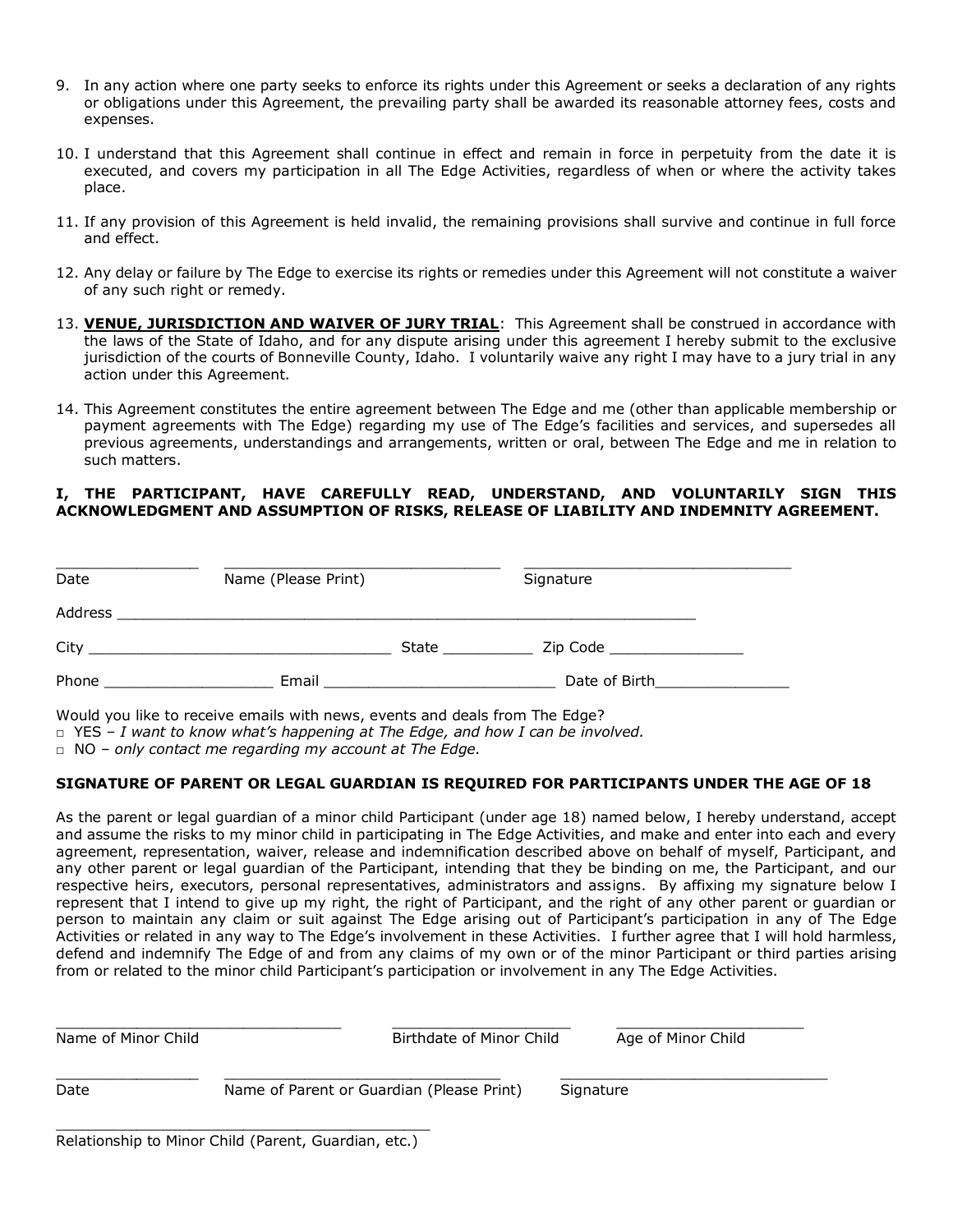9. In any action where one party seeks to enforce its rights under this Agreement or seeks a declaration of any rights or obligations under this Agreement, the prevailing party shall be awarded its reasonable attorney fees, costs and expenses.

10. I understand that this Agreement shall continue in effect and remain in force in perpetuity from the date it is executed, and covers my participation in all The Edge Activities, regardless of when or where the activity takes place.

11. If any provision of this Agreement is held invalid, the remaining provisions shall survive and continue in full force and effect.

12. Any delay or failure by The Edge to exercise its rights or remedies under this Agreement will not constitute a waiver of any such right or remedy.

13. **VENUE, JURISDICTION AND WAIVER OF JURY TRIAL**: This Agreement shall be construed in accordance with the laws of the State of Idaho, and for any dispute arising under this agreement I hereby submit to the exclusive jurisdiction of the courts of Bonneville County, Idaho. I voluntarily waive any right I may have to a jury trial in any action under this Agreement.

14. This Agreement constitutes the entire agreement between The Edge and me (other than applicable membership or payment agreements with The Edge) regarding my use of The Edge's facilities and services, and supersedes all previous agreements, understandings and arrangements, written or oral, between The Edge and me in relation to such matters.

**I, THE PARTICIPANT, HAVE CAREFULLY READ, UNDERSTAND, AND VOLUNTARILY SIGN THIS ACKNOWLEDGMENT AND ASSUMPTION OF RISKS, RELEASE OF LIABILITY AND INDEMNITY AGREEMENT.**

________________ ________________________________ ________________________________

Date Name (Please Print) Signature

Address ________________________________________________________________

City ________________________________ State __________ Zip Code _______________

Phone __________________ Email __________________________ Date of Birth_______________

Would you like to receive emails with news, events and deals from The Edge?

□ YES – *I want to know what's happening at The Edge, and how I can be involved.*

□ NO – *only contact me regarding my account at The Edge.*

**SIGNATURE OF PARENT OR LEGAL GUARDIAN IS REQUIRED FOR PARTICIPANTS UNDER THE AGE OF 18**

As the parent or legal guardian of a minor child Participant (under age 18) named below, I hereby understand, accept and assume the risks to my minor child in participating in The Edge Activities, and make and enter into each and every agreement, representation, waiver, release and indemnification described above on behalf of myself, Participant, and any other parent or legal guardian of the Participant, intending that they be binding on me, the Participant, and our respective heirs, executors, personal representatives, administrators and assigns. By affixing my signature below I represent that I intend to give up my right, the right of Participant, and the right of any other parent or guardian or person to maintain any claim or suit against The Edge arising out of Participant's participation in any of The Edge Activities or related in any way to The Edge's involvement in these Activities. I further agree that I will hold harmless, defend and indemnify The Edge of and from any claims of my own or of the minor Participant or third parties arising from or related to the minor child Participant's participation or involvement in any The Edge Activities.

________________________________ ____________________ ____________________

Name of Minor Child Birthdate of Minor Child Age of Minor Child

________________ ________________________________ ________________________________

Date Name of Parent or Guardian (Please Print) Signature

____________________________________________

Relationship to Minor Child (Parent, Guardian, etc.)